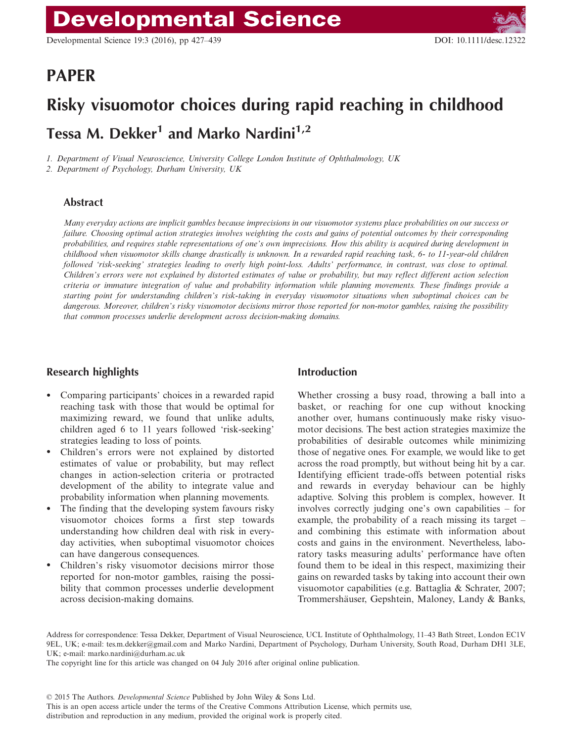## PAPER

# Risky visuomotor choices during rapid reaching in childhood

## Tessa M. Dekker[1] and Marko Nardini[1,2]

*1. Department of Visual Neuroscience, University College London Institute of Ophthalmology, UK*
*2. Department of Psychology, Durham University, UK*

### Abstract

*Many everyday actions are implicit gambles because imprecisions in our visuomotor systems place probabilities on our success or failure. Choosing optimal action strategies involves weighting the costs and gains of potential outcomes by their corresponding probabilities, and requires stable representations of one's own imprecisions. How this ability is acquired during development in childhood when visuomotor skills change drastically is unknown. In a rewarded rapid reaching task, 6- to 11-year-old children followed 'risk-seeking' strategies leading to overly high point-loss. Adults' performance, in contrast, was close to optimal. Children's errors were not explained by distorted estimates of value or probability, but may reflect different action selection criteria or immature integration of value and probability information while planning movements. These findings provide a starting point for understanding children's risk-taking in everyday visuomotor situations when suboptimal choices can be dangerous. Moreover, children's risky visuomotor decisions mirror those reported for non-motor gambles, raising the possibility that common processes underlie development across decision-making domains.*

### Research highlights

- Comparing participants' choices in a rewarded rapid reaching task with those that would be optimal for maximizing reward, we found that unlike adults, children aged 6 to 11 years followed 'risk-seeking' strategies leading to loss of points.
- Children's errors were not explained by distorted estimates of value or probability, but may reflect changes in action-selection criteria or protracted development of the ability to integrate value and probability information when planning movements.
- The finding that the developing system favours risky visuomotor choices forms a first step towards understanding how children deal with risk in everyday activities, when suboptimal visuomotor choices can have dangerous consequences.
- Children's risky visuomotor decisions mirror those reported for non-motor gambles, raising the possibility that common processes underlie development across decision-making domains.

### Introduction

Whether crossing a busy road, throwing a ball into a basket, or reaching for one cup without knocking another over, humans continuously make risky visuomotor decisions. The best action strategies maximize the probabilities of desirable outcomes while minimizing those of negative ones. For example, we would like to get across the road promptly, but without being hit by a car. Identifying efficient trade-offs between potential risks and rewards in everyday behaviour can be highly adaptive. Solving this problem is complex, however. It involves correctly judging one's own capabilities – for example, the probability of a reach missing its target – and combining this estimate with information about costs and gains in the environment. Nevertheless, laboratory tasks measuring adults' performance have often found them to be ideal in this respect, maximizing their gains on rewarded tasks by taking into account their own visuomotor capabilities (e.g. Battaglia & Schrater, 2007; Trommershäuser, Gepshtein, Maloney, Landy & Banks,

Address for correspondence: Tessa Dekker, Department of Visual Neuroscience, UCL Institute of Ophthalmology, 11–43 Bath Street, London EC1V 9EL, UK; e-mail: tes.m.dekker@gmail.com and Marko Nardini, Department of Psychology, Durham University, South Road, Durham DH1 3LE, UK; e-mail: marko.nardini@durham.ac.uk
The copyright line for this article was changed on 04 July 2016 after original online publication.

© 2015 The Authors. *Developmental Science* Published by John Wiley & Sons Ltd.
This is an open access article under the terms of the Creative Commons Attribution License, which permits use, distribution and reproduction in any medium, provided the original work is properly cited.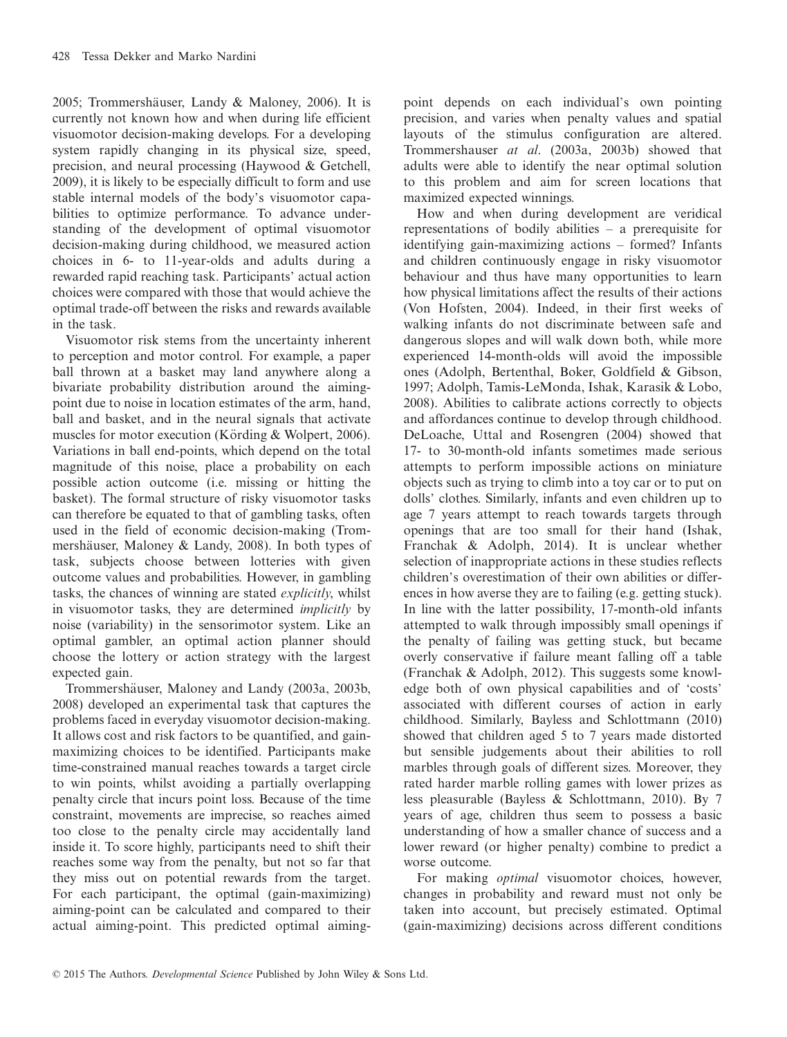2005; Trommershäuser, Landy & Maloney, 2006). It is currently not known how and when during life efficient visuomotor decision-making develops. For a developing system rapidly changing in its physical size, speed, precision, and neural processing (Haywood & Getchell, 2009), it is likely to be especially difficult to form and use stable internal models of the body's visuomotor capabilities to optimize performance. To advance understanding of the development of optimal visuomotor decision-making during childhood, we measured action choices in 6- to 11-year-olds and adults during a rewarded rapid reaching task. Participants' actual action choices were compared with those that would achieve the optimal trade-off between the risks and rewards available in the task.

Visuomotor risk stems from the uncertainty inherent to perception and motor control. For example, a paper ball thrown at a basket may land anywhere along a bivariate probability distribution around the aiming-point due to noise in location estimates of the arm, hand, ball and basket, and in the neural signals that activate muscles for motor execution (Körding & Wolpert, 2006). Variations in ball end-points, which depend on the total magnitude of this noise, place a probability on each possible action outcome (i.e. missing or hitting the basket). The formal structure of risky visuomotor tasks can therefore be equated to that of gambling tasks, often used in the field of economic decision-making (Trommershäuser, Maloney & Landy, 2008). In both types of task, subjects choose between lotteries with given outcome values and probabilities. However, in gambling tasks, the chances of winning are stated *explicitly*, whilst in visuomotor tasks, they are determined *implicitly* by noise (variability) in the sensorimotor system. Like an optimal gambler, an optimal action planner should choose the lottery or action strategy with the largest expected gain.

Trommershäuser, Maloney and Landy (2003a, 2003b, 2008) developed an experimental task that captures the problems faced in everyday visuomotor decision-making. It allows cost and risk factors to be quantified, and gain-maximizing choices to be identified. Participants make time-constrained manual reaches towards a target circle to win points, whilst avoiding a partially overlapping penalty circle that incurs point loss. Because of the time constraint, movements are imprecise, so reaches aimed too close to the penalty circle may accidentally land inside it. To score highly, participants need to shift their reaches some way from the penalty, but not so far that they miss out on potential rewards from the target. For each participant, the optimal (gain-maximizing) aiming-point can be calculated and compared to their actual aiming-point. This predicted optimal aiming-point depends on each individual's own pointing precision, and varies when penalty values and spatial layouts of the stimulus configuration are altered. Trommershauser *at al*. (2003a, 2003b) showed that adults were able to identify the near optimal solution to this problem and aim for screen locations that maximized expected winnings.

How and when during development are veridical representations of bodily abilities – a prerequisite for identifying gain-maximizing actions – formed? Infants and children continuously engage in risky visuomotor behaviour and thus have many opportunities to learn how physical limitations affect the results of their actions (Von Hofsten, 2004). Indeed, in their first weeks of walking infants do not discriminate between safe and dangerous slopes and will walk down both, while more experienced 14-month-olds will avoid the impossible ones (Adolph, Bertenthal, Boker, Goldfield & Gibson, 1997; Adolph, Tamis-LeMonda, Ishak, Karasik & Lobo, 2008). Abilities to calibrate actions correctly to objects and affordances continue to develop through childhood. DeLoache, Uttal and Rosengren (2004) showed that 17- to 30-month-old infants sometimes made serious attempts to perform impossible actions on miniature objects such as trying to climb into a toy car or to put on dolls' clothes. Similarly, infants and even children up to age 7 years attempt to reach towards targets through openings that are too small for their hand (Ishak, Franchak & Adolph, 2014). It is unclear whether selection of inappropriate actions in these studies reflects children's overestimation of their own abilities or differences in how averse they are to failing (e.g. getting stuck). In line with the latter possibility, 17-month-old infants attempted to walk through impossibly small openings if the penalty of failing was getting stuck, but became overly conservative if failure meant falling off a table (Franchak & Adolph, 2012). This suggests some knowledge both of own physical capabilities and of 'costs' associated with different courses of action in early childhood. Similarly, Bayless and Schlottmann (2010) showed that children aged 5 to 7 years made distorted but sensible judgements about their abilities to roll marbles through goals of different sizes. Moreover, they rated harder marble rolling games with lower prizes as less pleasurable (Bayless & Schlottmann, 2010). By 7 years of age, children thus seem to possess a basic understanding of how a smaller chance of success and a lower reward (or higher penalty) combine to predict a worse outcome.

For making *optimal* visuomotor choices, however, changes in probability and reward must not only be taken into account, but precisely estimated. Optimal (gain-maximizing) decisions across different conditions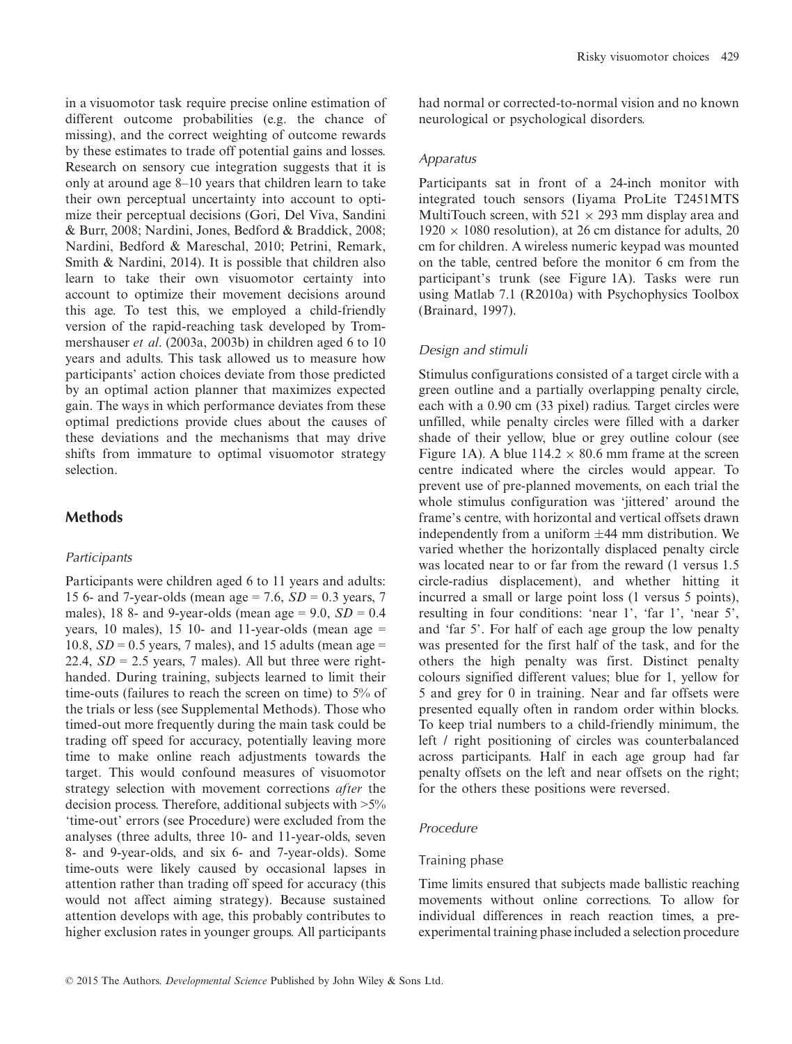in a visuomotor task require precise online estimation of different outcome probabilities (e.g. the chance of missing), and the correct weighting of outcome rewards by these estimates to trade off potential gains and losses. Research on sensory cue integration suggests that it is only at around age 8–10 years that children learn to take their own perceptual uncertainty into account to optimize their perceptual decisions (Gori, Del Viva, Sandini & Burr, 2008; Nardini, Jones, Bedford & Braddick, 2008; Nardini, Bedford & Mareschal, 2010; Petrini, Remark, Smith & Nardini, 2014). It is possible that children also learn to take their own visuomotor certainty into account to optimize their movement decisions around this age. To test this, we employed a child-friendly version of the rapid-reaching task developed by Trommershauser *et al*. (2003a, 2003b) in children aged 6 to 10 years and adults. This task allowed us to measure how participants' action choices deviate from those predicted by an optimal action planner that maximizes expected gain. The ways in which performance deviates from these optimal predictions provide clues about the causes of these deviations and the mechanisms that may drive shifts from immature to optimal visuomotor strategy selection.

## Methods

### Participants

Participants were children aged 6 to 11 years and adults: 15 6- and 7-year-olds (mean age = 7.6, *SD* = 0.3 years, 7 males), 18 8- and 9-year-olds (mean age = 9.0, *SD* = 0.4 years, 10 males), 15 10- and 11-year-olds (mean age = 10.8, *SD* = 0.5 years, 7 males), and 15 adults (mean age = 22.4, *SD* = 2.5 years, 7 males). All but three were right-handed. During training, subjects learned to limit their time-outs (failures to reach the screen on time) to 5% of the trials or less (see Supplemental Methods). Those who timed-out more frequently during the main task could be trading off speed for accuracy, potentially leaving more time to make online reach adjustments towards the target. This would confound measures of visuomotor strategy selection with movement corrections *after* the decision process. Therefore, additional subjects with >5% 'time-out' errors (see Procedure) were excluded from the analyses (three adults, three 10- and 11-year-olds, seven 8- and 9-year-olds, and six 6- and 7-year-olds). Some time-outs were likely caused by occasional lapses in attention rather than trading off speed for accuracy (this would not affect aiming strategy). Because sustained attention develops with age, this probably contributes to higher exclusion rates in younger groups. All participants had normal or corrected-to-normal vision and no known neurological or psychological disorders.

### Apparatus

Participants sat in front of a 24-inch monitor with integrated touch sensors (Iiyama ProLite T2451MTS MultiTouch screen, with $521 \times 293$ mm display area and $1920 \times 1080$ resolution), at 26 cm distance for adults, 20 cm for children. A wireless numeric keypad was mounted on the table, centred before the monitor 6 cm from the participant's trunk (see Figure 1A). Tasks were run using Matlab 7.1 (R2010a) with Psychophysics Toolbox (Brainard, 1997).

### Design and stimuli

Stimulus configurations consisted of a target circle with a green outline and a partially overlapping penalty circle, each with a 0.90 cm (33 pixel) radius. Target circles were unfilled, while penalty circles were filled with a darker shade of their yellow, blue or grey outline colour (see Figure 1A). A blue $114.2 \times 80.6$ mm frame at the screen centre indicated where the circles would appear. To prevent use of pre-planned movements, on each trial the whole stimulus configuration was 'jittered' around the frame's centre, with horizontal and vertical offsets drawn independently from a uniform $\pm 44$ mm distribution. We varied whether the horizontally displaced penalty circle was located near to or far from the reward (1 versus 1.5 circle-radius displacement), and whether hitting it incurred a small or large point loss (1 versus 5 points), resulting in four conditions: 'near 1', 'far 1', 'near 5', and 'far 5'. For half of each age group the low penalty was presented for the first half of the task, and for the others the high penalty was first. Distinct penalty colours signified different values; blue for 1, yellow for 5 and grey for 0 in training. Near and far offsets were presented equally often in random order within blocks. To keep trial numbers to a child-friendly minimum, the left / right positioning of circles was counterbalanced across participants. Half in each age group had far penalty offsets on the left and near offsets on the right; for the others these positions were reversed.

### Procedure

#### Training phase

Time limits ensured that subjects made ballistic reaching movements without online corrections. To allow for individual differences in reach reaction times, a pre-experimental training phase included a selection procedure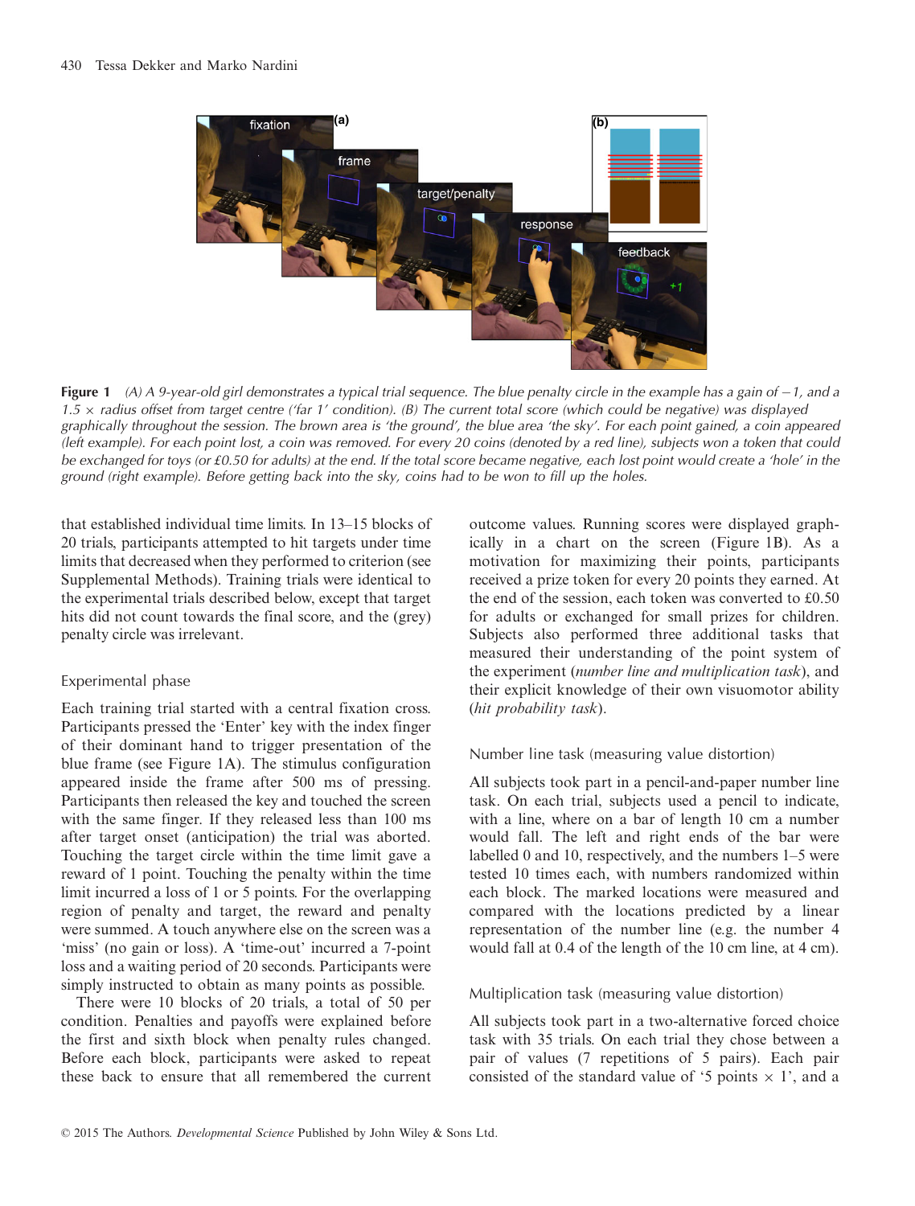**Figure 1** *(A) A 9-year-old girl demonstrates a typical trial sequence. The blue penalty circle in the example has a gain of −1, and a 1.5 × radius offset from target centre ('far 1' condition). (B) The current total score (which could be negative) was displayed graphically throughout the session. The brown area is 'the ground', the blue area 'the sky'. For each point gained, a coin appeared (left example). For each point lost, a coin was removed. For every 20 coins (denoted by a red line), subjects won a token that could be exchanged for toys (or £0.50 for adults) at the end. If the total score became negative, each lost point would create a 'hole' in the ground (right example). Before getting back into the sky, coins had to be won to fill up the holes.*

that established individual time limits. In 13–15 blocks of 20 trials, participants attempted to hit targets under time limits that decreased when they performed to criterion (see Supplemental Methods). Training trials were identical to the experimental trials described below, except that target hits did not count towards the final score, and the (grey) penalty circle was irrelevant.

### Experimental phase

Each training trial started with a central fixation cross. Participants pressed the 'Enter' key with the index finger of their dominant hand to trigger presentation of the blue frame (see Figure 1A). The stimulus configuration appeared inside the frame after 500 ms of pressing. Participants then released the key and touched the screen with the same finger. If they released less than 100 ms after target onset (anticipation) the trial was aborted. Touching the target circle within the time limit gave a reward of 1 point. Touching the penalty within the time limit incurred a loss of 1 or 5 points. For the overlapping region of penalty and target, the reward and penalty were summed. A touch anywhere else on the screen was a 'miss' (no gain or loss). A 'time-out' incurred a 7-point loss and a waiting period of 20 seconds. Participants were simply instructed to obtain as many points as possible.

There were 10 blocks of 20 trials, a total of 50 per condition. Penalties and payoffs were explained before the first and sixth block when penalty rules changed. Before each block, participants were asked to repeat these back to ensure that all remembered the current outcome values. Running scores were displayed graphically in a chart on the screen (Figure 1B). As a motivation for maximizing their points, participants received a prize token for every 20 points they earned. At the end of the session, each token was converted to £0.50 for adults or exchanged for small prizes for children. Subjects also performed three additional tasks that measured their understanding of the point system of the experiment (*number line and multiplication task*), and their explicit knowledge of their own visuomotor ability (*hit probability task*).

### Number line task (measuring value distortion)

All subjects took part in a pencil-and-paper number line task. On each trial, subjects used a pencil to indicate, with a line, where on a bar of length 10 cm a number would fall. The left and right ends of the bar were labelled 0 and 10, respectively, and the numbers 1–5 were tested 10 times each, with numbers randomized within each block. The marked locations were measured and compared with the locations predicted by a linear representation of the number line (e.g. the number 4 would fall at 0.4 of the length of the 10 cm line, at 4 cm).

### Multiplication task (measuring value distortion)

All subjects took part in a two-alternative forced choice task with 35 trials. On each trial they chose between a pair of values (7 repetitions of 5 pairs). Each pair consisted of the standard value of '5 points × 1', and a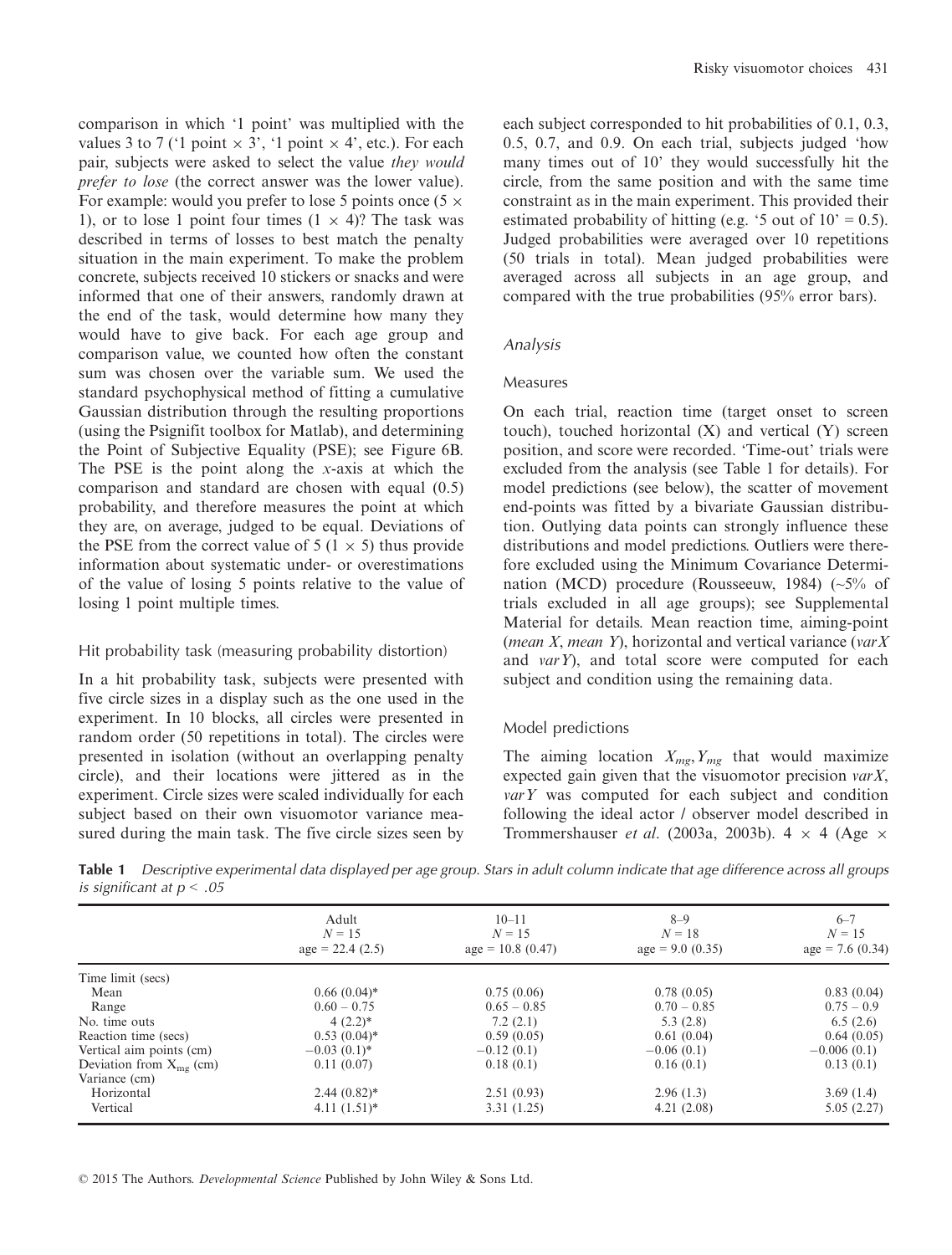comparison in which '1 point' was multiplied with the values 3 to 7 ('1 point × 3', '1 point × 4', etc.). For each pair, subjects were asked to select the value *they would prefer to lose* (the correct answer was the lower value). For example: would you prefer to lose 5 points once (5 × 1), or to lose 1 point four times (1 × 4)? The task was described in terms of losses to best match the penalty situation in the main experiment. To make the problem concrete, subjects received 10 stickers or snacks and were informed that one of their answers, randomly drawn at the end of the task, would determine how many they would have to give back. For each age group and comparison value, we counted how often the constant sum was chosen over the variable sum. We used the standard psychophysical method of fitting a cumulative Gaussian distribution through the resulting proportions (using the Psignifit toolbox for Matlab), and determining the Point of Subjective Equality (PSE); see Figure 6B. The PSE is the point along the *x*-axis at which the comparison and standard are chosen with equal (0.5) probability, and therefore measures the point at which they are, on average, judged to be equal. Deviations of the PSE from the correct value of 5 (1 × 5) thus provide information about systematic under- or overestimations of the value of losing 5 points relative to the value of losing 1 point multiple times.

### Hit probability task (measuring probability distortion)

In a hit probability task, subjects were presented with five circle sizes in a display such as the one used in the experiment. In 10 blocks, all circles were presented in random order (50 repetitions in total). The circles were presented in isolation (without an overlapping penalty circle), and their locations were jittered as in the experiment. Circle sizes were scaled individually for each subject based on their own visuomotor variance measured during the main task. The five circle sizes seen by each subject corresponded to hit probabilities of 0.1, 0.3, 0.5, 0.7, and 0.9. On each trial, subjects judged 'how many times out of 10' they would successfully hit the circle, from the same position and with the same time constraint as in the main experiment. This provided their estimated probability of hitting (e.g. '5 out of 10' = 0.5). Judged probabilities were averaged over 10 repetitions (50 trials in total). Mean judged probabilities were averaged across all subjects in an age group, and compared with the true probabilities (95% error bars).

## Analysis

### Measures

On each trial, reaction time (target onset to screen touch), touched horizontal (X) and vertical (Y) screen position, and score were recorded. 'Time-out' trials were excluded from the analysis (see Table 1 for details). For model predictions (see below), the scatter of movement end-points was fitted by a bivariate Gaussian distribution. Outlying data points can strongly influence these distributions and model predictions. Outliers were therefore excluded using the Minimum Covariance Determination (MCD) procedure (Rousseeuw, 1984) (~5% of trials excluded in all age groups); see Supplemental Material for details. Mean reaction time, aiming-point (*mean X*, *mean Y*), horizontal and vertical variance (*varX* and *varY*), and total score were computed for each subject and condition using the remaining data.

### Model predictions

The aiming location $X_{mg}, Y_{mg}$ that would maximize expected gain given that the visuomotor precision *varX*, *varY* was computed for each subject and condition following the ideal actor / observer model described in Trommershauser *et al*. (2003a, 2003b). 4 × 4 (Age ×

**Table 1** *Descriptive experimental data displayed per age group. Stars in adult column indicate that age difference across all groups is significant at $p < .05$*

| | Adult $N = 15$ age = 22.4 (2.5) | 10–11 $N = 15$ age = 10.8 (0.47) | 8–9 $N = 18$ age = 9.0 (0.35) | 6–7 $N = 15$ age = 7.6 (0.34) |
|---|---|---|---|---|
| Time limit (secs) | | | | |
| Mean | 0.66 (0.04)* | 0.75 (0.06) | 0.78 (0.05) | 0.83 (0.04) |
| Range | 0.60 – 0.75 | 0.65 – 0.85 | 0.70 – 0.85 | 0.75 – 0.9 |
| No. time outs | 4 (2.2)* | 7.2 (2.1) | 5.3 (2.8) | 6.5 (2.6) |
| Reaction time (secs) | 0.53 (0.04)* | 0.59 (0.05) | 0.61 (0.04) | 0.64 (0.05) |
| Vertical aim points (cm) | −0.03 (0.1)* | −0.12 (0.1) | −0.06 (0.1) | −0.006 (0.1) |
| Deviation from $X_{mg}$ (cm) | 0.11 (0.07) | 0.18 (0.1) | 0.16 (0.1) | 0.13 (0.1) |
| Variance (cm) | | | | |
| Horizontal | 2.44 (0.82)* | 2.51 (0.93) | 2.96 (1.3) | 3.69 (1.4) |
| Vertical | 4.11 (1.51)* | 3.31 (1.25) | 4.21 (2.08) | 5.05 (2.27) |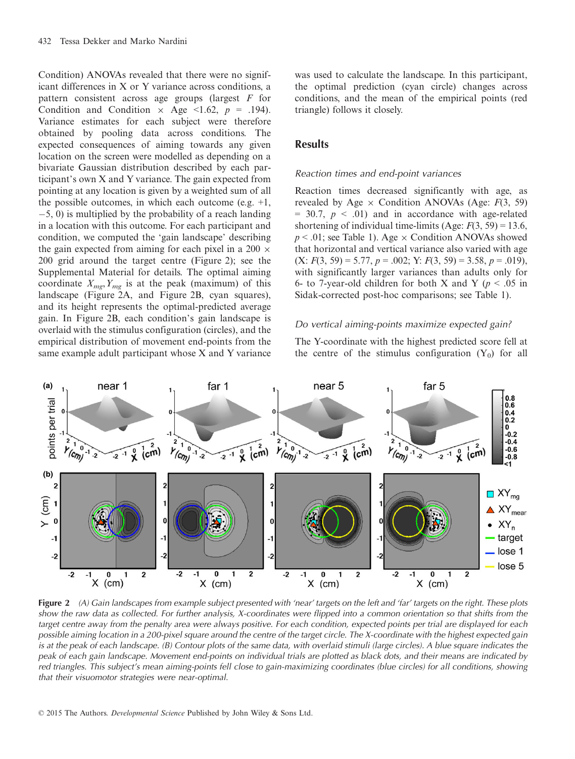Condition) ANOVAs revealed that there were no significant differences in X or Y variance across conditions, a pattern consistent across age groups (largest $F$ for Condition and Condition × Age <1.62, $p$ = .194). Variance estimates for each subject were therefore obtained by pooling data across conditions. The expected consequences of aiming towards any given location on the screen were modelled as depending on a bivariate Gaussian distribution described by each participant's own X and Y variance. The gain expected from pointing at any location is given by a weighted sum of all the possible outcomes, in which each outcome (e.g. +1, −5, 0) is multiplied by the probability of a reach landing in a location with this outcome. For each participant and condition, we computed the 'gain landscape' describing the gain expected from aiming for each pixel in a 200 × 200 grid around the target centre (Figure 2); see the Supplemental Material for details. The optimal aiming coordinate $X_{mg}, Y_{mg}$ is at the peak (maximum) of this landscape (Figure 2A, and Figure 2B, cyan squares), and its height represents the optimal-predicted average gain. In Figure 2B, each condition's gain landscape is overlaid with the stimulus configuration (circles), and the empirical distribution of movement end-points from the same example adult participant whose X and Y variance was used to calculate the landscape. In this participant, the optimal prediction (cyan circle) changes across conditions, and the mean of the empirical points (red triangle) follows it closely.

## Results

### Reaction times and end-point variances

Reaction times decreased significantly with age, as revealed by Age × Condition ANOVAs (Age: $F(3, 59)$ = 30.7, $p$ < .01) and in accordance with age-related shortening of individual time-limits (Age: $F(3, 59)$ = 13.6, $p$ < .01; see Table 1). Age × Condition ANOVAs showed that horizontal and vertical variance also varied with age (X: $F(3, 59)$ = 5.77, $p$ = .002; Y: $F(3, 59)$ = 3.58, $p$ = .019), with significantly larger variances than adults only for 6- to 7-year-old children for both X and Y ($p$ < .05 in Sidak-corrected post-hoc comparisons; see Table 1).

### Do vertical aiming-points maximize expected gain?

The Y-coordinate with the highest predicted score fell at the centre of the stimulus configuration ($Y_0$) for all

**Figure 2** *(A) Gain landscapes from example subject presented with 'near' targets on the left and 'far' targets on the right. These plots show the raw data as collected. For further analysis, X-coordinates were flipped into a common orientation so that shifts from the target centre away from the penalty area were always positive. For each condition, expected points per trial are displayed for each possible aiming location in a 200-pixel square around the centre of the target circle. The X-coordinate with the highest expected gain is at the peak of each landscape. (B) Contour plots of the same data, with overlaid stimuli (large circles). A blue square indicates the peak of each gain landscape. Movement end-points on individual trials are plotted as black dots, and their means are indicated by red triangles. This subject's mean aiming-points fell close to gain-maximizing coordinates (blue circles) for all conditions, showing that their visuomotor strategies were near-optimal.*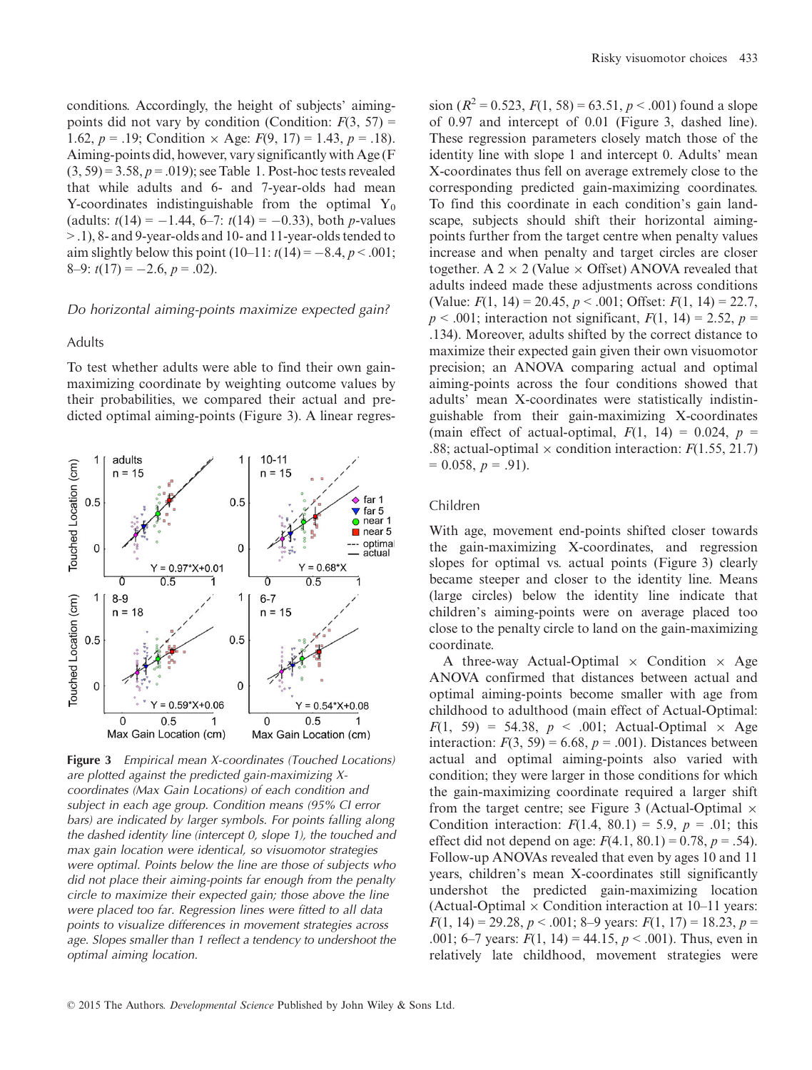conditions. Accordingly, the height of subjects' aiming-points did not vary by condition (Condition: $F(3, 57) = 1.62$, $p = .19$; Condition × Age: $F(9, 17) = 1.43$, $p = .18$). Aiming-points did, however, vary significantly with Age ($F(3, 59) = 3.58$, $p = .019$); see Table 1. Post-hoc tests revealed that while adults and 6- and 7-year-olds had mean Y-coordinates indistinguishable from the optimal $Y_0$ (adults: $t(14) = -1.44$, 6–7: $t(14) = -0.33$), both $p$-values > .1), 8- and 9-year-olds and 10- and 11-year-olds tended to aim slightly below this point (10–11: $t(14) = -8.4$, $p < .001$; 8–9: $t(17) = -2.6$, $p = .02$).

### *Do horizontal aiming-points maximize expected gain?*

#### Adults

To test whether adults were able to find their own gain-maximizing coordinate by weighting outcome values by their probabilities, we compared their actual and predicted optimal aiming-points (Figure 3). A linear regression ($R^2 = 0.523$, $F(1, 58) = 63.51$, $p < .001$) found a slope of 0.97 and intercept of 0.01 (Figure 3, dashed line). These regression parameters closely match those of the identity line with slope 1 and intercept 0. Adults' mean X-coordinates thus fell on average extremely close to the corresponding predicted gain-maximizing coordinates. To find this coordinate in each condition's gain landscape, subjects should shift their horizontal aiming-points further from the target centre when penalty values increase and when penalty and target circles are closer together. A 2 × 2 (Value × Offset) ANOVA revealed that adults indeed made these adjustments across conditions (Value: $F(1, 14) = 20.45$, $p < .001$; Offset: $F(1, 14) = 22.7$, $p < .001$; interaction not significant, $F(1, 14) = 2.52$, $p = .134$). Moreover, adults shifted by the correct distance to maximize their expected gain given their own visuomotor precision; an ANOVA comparing actual and optimal aiming-points across the four conditions showed that adults' mean X-coordinates were statistically indistinguishable from their gain-maximizing X-coordinates (main effect of actual-optimal, $F(1, 14) = 0.024$, $p = .88$; actual-optimal × condition interaction: $F(1.55, 21.7) = 0.058$, $p = .91$).

Figure 3 *Empirical mean X-coordinates (Touched Locations) are plotted against the predicted gain-maximizing X-coordinates (Max Gain Locations) of each condition and subject in each age group. Condition means (95% CI error bars) are indicated by larger symbols. For points falling along the dashed identity line (intercept 0, slope 1), the touched and max gain location were identical, so visuomotor strategies were optimal. Points below the line are those of subjects who did not place their aiming-points far enough from the penalty circle to maximize their expected gain; those above the line were placed too far. Regression lines were fitted to all data points to visualize differences in movement strategies across age. Slopes smaller than 1 reflect a tendency to undershoot the optimal aiming location.*

#### Children

With age, movement end-points shifted closer towards the gain-maximizing X-coordinates, and regression slopes for optimal vs. actual points (Figure 3) clearly became steeper and closer to the identity line. Means (large circles) below the identity line indicate that children's aiming-points were on average placed too close to the penalty circle to land on the gain-maximizing coordinate.

A three-way Actual-Optimal × Condition × Age ANOVA confirmed that distances between actual and optimal aiming-points become smaller with age from childhood to adulthood (main effect of Actual-Optimal: $F(1, 59) = 54.38$, $p < .001$; Actual-Optimal × Age interaction: $F(3, 59) = 6.68$, $p = .001$). Distances between actual and optimal aiming-points also varied with condition; they were larger in those conditions for which the gain-maximizing coordinate required a larger shift from the target centre; see Figure 3 (Actual-Optimal × Condition interaction: $F(1.4, 80.1) = 5.9$, $p = .01$; this effect did not depend on age: $F(4.1, 80.1) = 0.78$, $p = .54$). Follow-up ANOVAs revealed that even by ages 10 and 11 years, children's mean X-coordinates still significantly undershot the predicted gain-maximizing location (Actual-Optimal × Condition interaction at 10–11 years: $F(1, 14) = 29.28$, $p < .001$; 8–9 years: $F(1, 17) = 18.23$, $p = .001$; 6–7 years: $F(1, 14) = 44.15$, $p < .001$). Thus, even in relatively late childhood, movement strategies were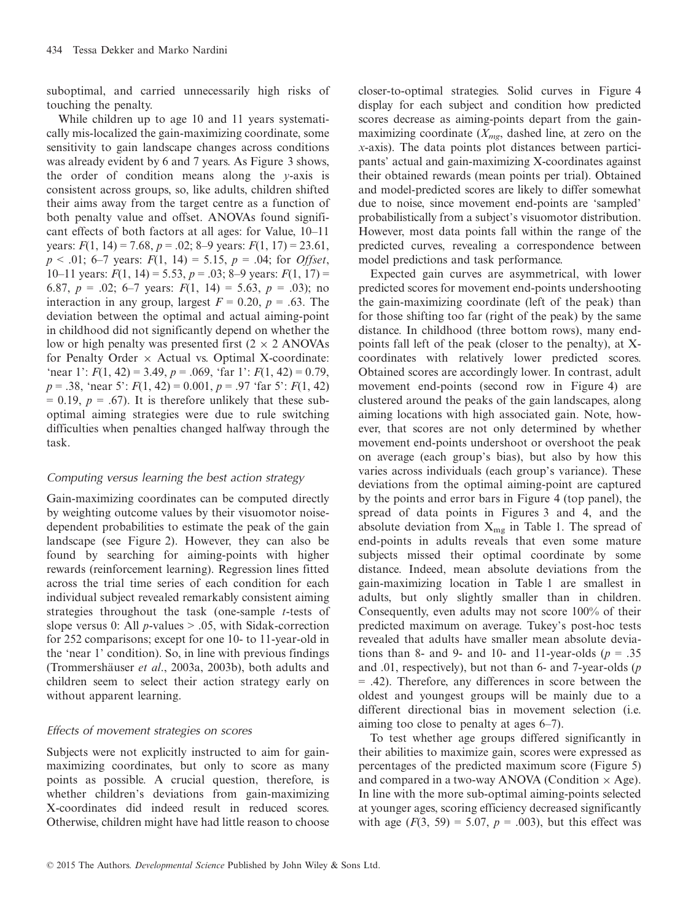suboptimal, and carried unnecessarily high risks of touching the penalty.

While children up to age 10 and 11 years systematically mis-localized the gain-maximizing coordinate, some sensitivity to gain landscape changes across conditions was already evident by 6 and 7 years. As Figure 3 shows, the order of condition means along the y-axis is consistent across groups, so, like adults, children shifted their aims away from the target centre as a function of both penalty value and offset. ANOVAs found significant effects of both factors at all ages: for Value, 10–11 years: $F(1, 14) = 7.68$, $p = .02$; 8–9 years: $F(1, 17) = 23.61$, $p < .01$; 6–7 years: $F(1, 14) = 5.15$, $p = .04$; for *Offset*, 10–11 years: $F(1, 14) = 5.53$, $p = .03$; 8–9 years: $F(1, 17) = 6.87$, $p = .02$; 6–7 years: $F(1, 14) = 5.63$, $p = .03$); no interaction in any group, largest $F = 0.20$, $p = .63$. The deviation between the optimal and actual aiming-point in childhood did not significantly depend on whether the low or high penalty was presented first (2 × 2 ANOVAs for Penalty Order × Actual vs. Optimal X-coordinate: 'near 1': $F(1, 42) = 3.49$, $p = .069$, 'far 1': $F(1, 42) = 0.79$, $p = .38$, 'near 5': $F(1, 42) = 0.001$, $p = .97$ 'far 5': $F(1, 42) = 0.19$, $p = .67$). It is therefore unlikely that these suboptimal aiming strategies were due to rule switching difficulties when penalties changed halfway through the task.

### *Computing versus learning the best action strategy*

Gain-maximizing coordinates can be computed directly by weighting outcome values by their visuomotor noise-dependent probabilities to estimate the peak of the gain landscape (see Figure 2). However, they can also be found by searching for aiming-points with higher rewards (reinforcement learning). Regression lines fitted across the trial time series of each condition for each individual subject revealed remarkably consistent aiming strategies throughout the task (one-sample *t*-tests of slope versus 0: All *p*-values > .05, with Sidak-correction for 252 comparisons; except for one 10- to 11-year-old in the 'near 1' condition). So, in line with previous findings (Trommershäuser *et al*., 2003a, 2003b), both adults and children seem to select their action strategy early on without apparent learning.

### *Effects of movement strategies on scores*

Subjects were not explicitly instructed to aim for gain-maximizing coordinates, but only to score as many points as possible. A crucial question, therefore, is whether children's deviations from gain-maximizing X-coordinates did indeed result in reduced scores. Otherwise, children might have had little reason to choose closer-to-optimal strategies. Solid curves in Figure 4 display for each subject and condition how predicted scores decrease as aiming-points depart from the gain-maximizing coordinate ($X_{mg}$, dashed line, at zero on the *x*-axis). The data points plot distances between participants' actual and gain-maximizing X-coordinates against their obtained rewards (mean points per trial). Obtained and model-predicted scores are likely to differ somewhat due to noise, since movement end-points are 'sampled' probabilistically from a subject's visuomotor distribution. However, most data points fall within the range of the predicted curves, revealing a correspondence between model predictions and task performance.

Expected gain curves are asymmetrical, with lower predicted scores for movement end-points undershooting the gain-maximizing coordinate (left of the peak) than for those shifting too far (right of the peak) by the same distance. In childhood (three bottom rows), many end-points fall left of the peak (closer to the penalty), at X-coordinates with relatively lower predicted scores. Obtained scores are accordingly lower. In contrast, adult movement end-points (second row in Figure 4) are clustered around the peaks of the gain landscapes, along aiming locations with high associated gain. Note, however, that scores are not only determined by whether movement end-points undershoot or overshoot the peak on average (each group's bias), but also by how this varies across individuals (each group's variance). These deviations from the optimal aiming-point are captured by the points and error bars in Figure 4 (top panel), the spread of data points in Figures 3 and 4, and the absolute deviation from $X_{mg}$ in Table 1. The spread of end-points in adults reveals that even some mature subjects missed their optimal coordinate by some distance. Indeed, mean absolute deviations from the gain-maximizing location in Table 1 are smallest in adults, but only slightly smaller than in children. Consequently, even adults may not score 100% of their predicted maximum on average. Tukey's post-hoc tests revealed that adults have smaller mean absolute deviations than 8- and 9- and 10- and 11-year-olds ($p = .35$ and .01, respectively), but not than 6- and 7-year-olds ($p = .42$). Therefore, any differences in score between the oldest and youngest groups will be mainly due to a different directional bias in movement selection (i.e. aiming too close to penalty at ages 6–7).

To test whether age groups differed significantly in their abilities to maximize gain, scores were expressed as percentages of the predicted maximum score (Figure 5) and compared in a two-way ANOVA (Condition × Age). In line with the more sub-optimal aiming-points selected at younger ages, scoring efficiency decreased significantly with age ($F(3, 59) = 5.07$, $p = .003$), but this effect was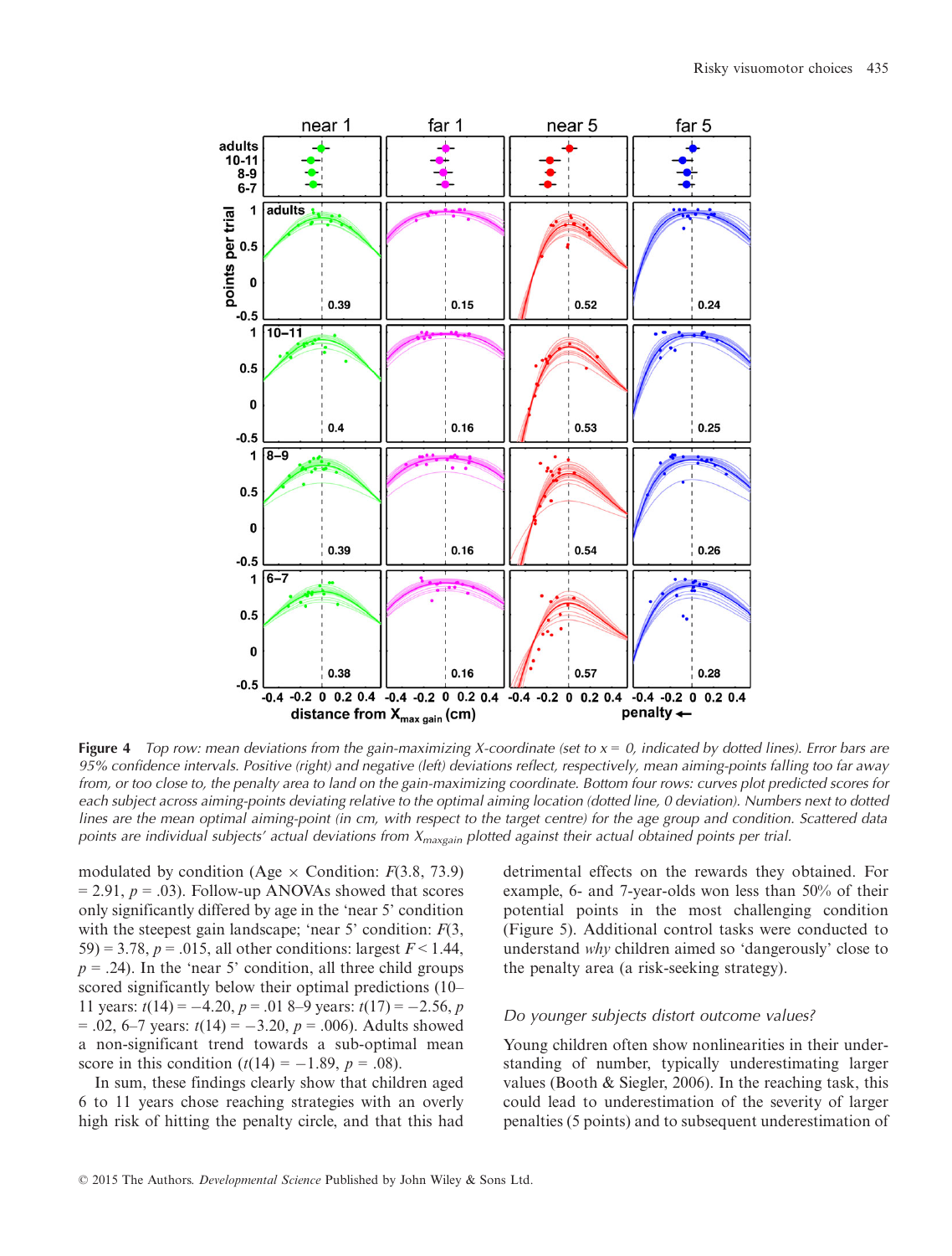**Figure 4** *Top row: mean deviations from the gain-maximizing X-coordinate (set to x = 0, indicated by dotted lines). Error bars are 95% confidence intervals. Positive (right) and negative (left) deviations reflect, respectively, mean aiming-points falling too far away from, or too close to, the penalty area to land on the gain-maximizing coordinate. Bottom four rows: curves plot predicted scores for each subject across aiming-points deviating relative to the optimal aiming location (dotted line, 0 deviation). Numbers next to dotted lines are the mean optimal aiming-point (in cm, with respect to the target centre) for the age group and condition. Scattered data points are individual subjects' actual deviations from $X_{maxgain}$ plotted against their actual obtained points per trial.*

modulated by condition (Age × Condition: $F(3.8, 73.9) = 2.91$, $p = .03$). Follow-up ANOVAs showed that scores only significantly differed by age in the 'near 5' condition with the steepest gain landscape; 'near 5' condition: $F(3, 59) = 3.78$, $p = .015$, all other conditions: largest $F < 1.44$, $p = .24$). In the 'near 5' condition, all three child groups scored significantly below their optimal predictions (10–11 years: $t(14) = -4.20$, $p = .01$ 8–9 years: $t(17) = -2.56$, $p = .02$, 6–7 years: $t(14) = -3.20$, $p = .006$). Adults showed a non-significant trend towards a sub-optimal mean score in this condition ($t(14) = -1.89$, $p = .08$).

In sum, these findings clearly show that children aged 6 to 11 years chose reaching strategies with an overly high risk of hitting the penalty circle, and that this had detrimental effects on the rewards they obtained. For example, 6- and 7-year-olds won less than 50% of their potential points in the most challenging condition (Figure 5). Additional control tasks were conducted to understand *why* children aimed so 'dangerously' close to the penalty area (a risk-seeking strategy).

### *Do younger subjects distort outcome values?*

Young children often show nonlinearities in their understanding of number, typically underestimating larger values (Booth & Siegler, 2006). In the reaching task, this could lead to underestimation of the severity of larger penalties (5 points) and to subsequent underestimation of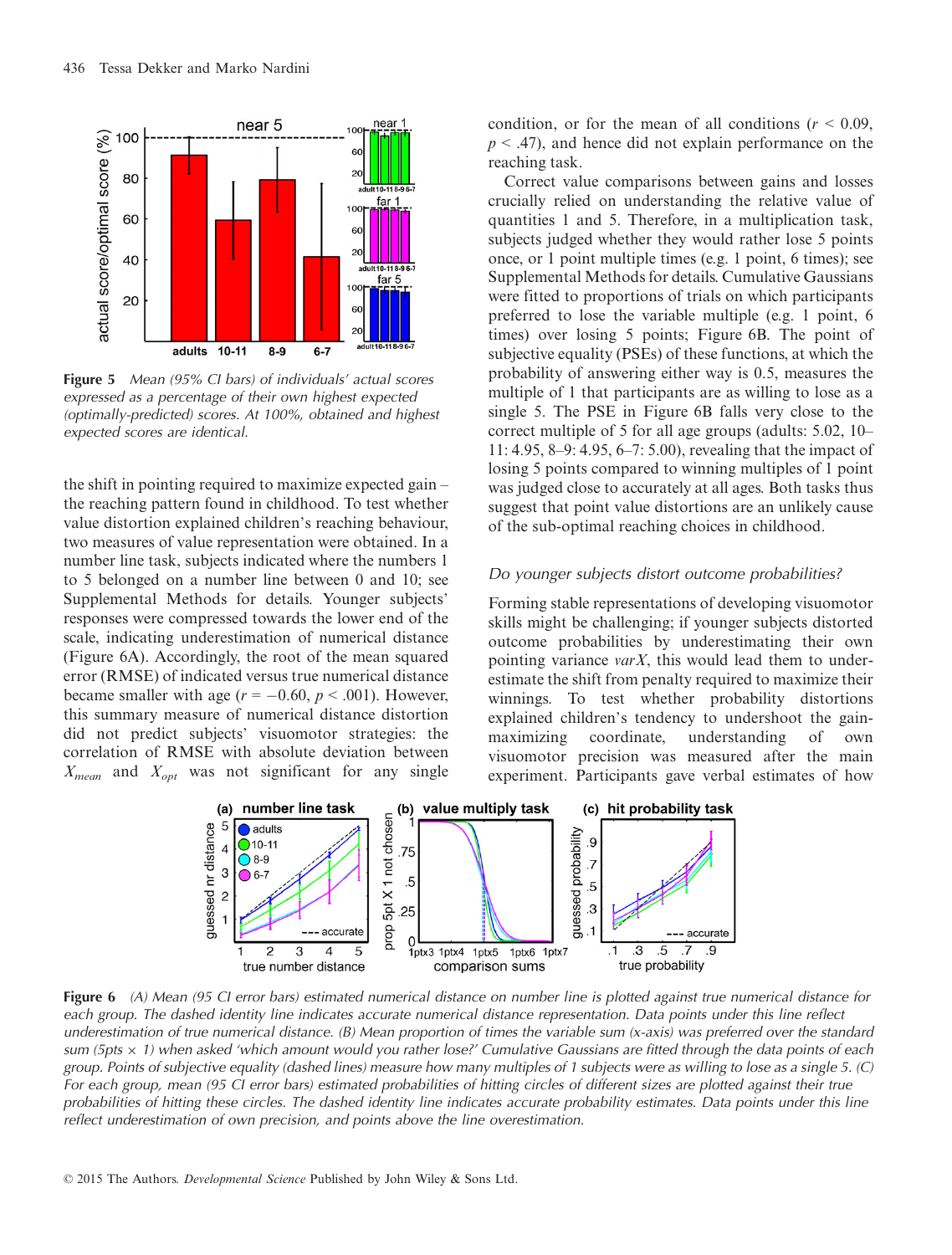**Figure 5** *Mean (95% CI bars) of individuals' actual scores expressed as a percentage of their own highest expected (optimally-predicted) scores. At 100%, obtained and highest expected scores are identical.*

the shift in pointing required to maximize expected gain – the reaching pattern found in childhood. To test whether value distortion explained children's reaching behaviour, two measures of value representation were obtained. In a number line task, subjects indicated where the numbers 1 to 5 belonged on a number line between 0 and 10; see Supplemental Methods for details. Younger subjects' responses were compressed towards the lower end of the scale, indicating underestimation of numerical distance (Figure 6A). Accordingly, the root of the mean squared error (RMSE) of indicated versus true numerical distance became smaller with age ($r = -0.60$, $p < .001$). However, this summary measure of numerical distance distortion did not predict subjects' visuomotor strategies: the correlation of RMSE with absolute deviation between $X_{mean}$ and $X_{opt}$ was not significant for any single condition, or for the mean of all conditions ($r < 0.09$, $p < .47$), and hence did not explain performance on the reaching task.

Correct value comparisons between gains and losses crucially relied on understanding the relative value of quantities 1 and 5. Therefore, in a multiplication task, subjects judged whether they would rather lose 5 points once, or 1 point multiple times (e.g. 1 point, 6 times); see Supplemental Methods for details. Cumulative Gaussians were fitted to proportions of trials on which participants preferred to lose the variable multiple (e.g. 1 point, 6 times) over losing 5 points; Figure 6B. The point of subjective equality (PSEs) of these functions, at which the probability of answering either way is 0.5, measures the multiple of 1 that participants are as willing to lose as a single 5. The PSE in Figure 6B falls very close to the correct multiple of 5 for all age groups (adults: 5.02, 10–11: 4.95, 8–9: 4.95, 6–7: 5.00), revealing that the impact of losing 5 points compared to winning multiples of 1 point was judged close to accurately at all ages. Both tasks thus suggest that point value distortions are an unlikely cause of the sub-optimal reaching choices in childhood.

### *Do younger subjects distort outcome probabilities?*

Forming stable representations of developing visuomotor skills might be challenging; if younger subjects distorted outcome probabilities by underestimating their own pointing variance *varX*, this would lead them to underestimate the shift from penalty required to maximize their winnings. To test whether probability distortions explained children's tendency to undershoot the gain-maximizing coordinate, understanding of own visuomotor precision was measured after the main experiment. Participants gave verbal estimates of how

**Figure 6** *(A) Mean (95 CI error bars) estimated numerical distance on number line is plotted against true numerical distance for each group. The dashed identity line indicates accurate numerical distance representation. Data points under this line reflect underestimation of true numerical distance. (B) Mean proportion of times the variable sum (x-axis) was preferred over the standard sum (5pts × 1) when asked 'which amount would you rather lose?' Cumulative Gaussians are fitted through the data points of each group. Points of subjective equality (dashed lines) measure how many multiples of 1 subjects were as willing to lose as a single 5. (C) For each group, mean (95 CI error bars) estimated probabilities of hitting circles of different sizes are plotted against their true probabilities of hitting these circles. The dashed identity line indicates accurate probability estimates. Data points under this line reflect underestimation of own precision, and points above the line overestimation.*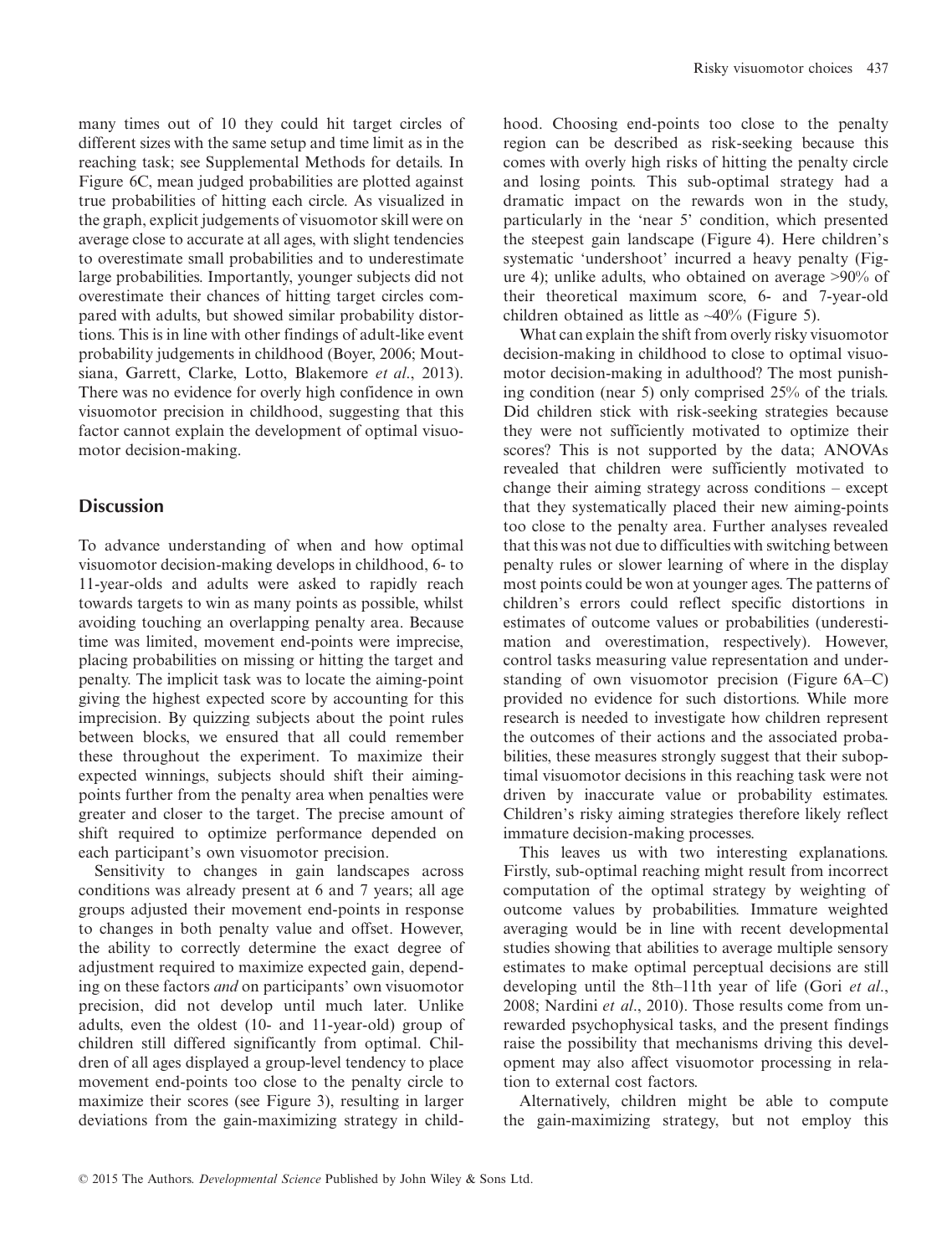many times out of 10 they could hit target circles of different sizes with the same setup and time limit as in the reaching task; see Supplemental Methods for details. In Figure 6C, mean judged probabilities are plotted against true probabilities of hitting each circle. As visualized in the graph, explicit judgements of visuomotor skill were on average close to accurate at all ages, with slight tendencies to overestimate small probabilities and to underestimate large probabilities. Importantly, younger subjects did not overestimate their chances of hitting target circles compared with adults, but showed similar probability distortions. This is in line with other findings of adult-like event probability judgements in childhood (Boyer, 2006; Moutsiana, Garrett, Clarke, Lotto, Blakemore *et al*., 2013). There was no evidence for overly high confidence in own visuomotor precision in childhood, suggesting that this factor cannot explain the development of optimal visuomotor decision-making.

## Discussion

To advance understanding of when and how optimal visuomotor decision-making develops in childhood, 6- to 11-year-olds and adults were asked to rapidly reach towards targets to win as many points as possible, whilst avoiding touching an overlapping penalty area. Because time was limited, movement end-points were imprecise, placing probabilities on missing or hitting the target and penalty. The implicit task was to locate the aiming-point giving the highest expected score by accounting for this imprecision. By quizzing subjects about the point rules between blocks, we ensured that all could remember these throughout the experiment. To maximize their expected winnings, subjects should shift their aiming-points further from the penalty area when penalties were greater and closer to the target. The precise amount of shift required to optimize performance depended on each participant's own visuomotor precision.

Sensitivity to changes in gain landscapes across conditions was already present at 6 and 7 years; all age groups adjusted their movement end-points in response to changes in both penalty value and offset. However, the ability to correctly determine the exact degree of adjustment required to maximize expected gain, depending on these factors *and* on participants' own visuomotor precision, did not develop until much later. Unlike adults, even the oldest (10- and 11-year-old) group of children still differed significantly from optimal. Children of all ages displayed a group-level tendency to place movement end-points too close to the penalty circle to maximize their scores (see Figure 3), resulting in larger deviations from the gain-maximizing strategy in childhood. Choosing end-points too close to the penalty region can be described as risk-seeking because this comes with overly high risks of hitting the penalty circle and losing points. This sub-optimal strategy had a dramatic impact on the rewards won in the study, particularly in the 'near 5' condition, which presented the steepest gain landscape (Figure 4). Here children's systematic 'undershoot' incurred a heavy penalty (Figure 4); unlike adults, who obtained on average >90% of their theoretical maximum score, 6- and 7-year-old children obtained as little as ~40% (Figure 5).

What can explain the shift from overly risky visuomotor decision-making in childhood to close to optimal visuomotor decision-making in adulthood? The most punishing condition (near 5) only comprised 25% of the trials. Did children stick with risk-seeking strategies because they were not sufficiently motivated to optimize their scores? This is not supported by the data; ANOVAs revealed that children were sufficiently motivated to change their aiming strategy across conditions – except that they systematically placed their new aiming-points too close to the penalty area. Further analyses revealed that this was not due to difficulties with switching between penalty rules or slower learning of where in the display most points could be won at younger ages. The patterns of children's errors could reflect specific distortions in estimates of outcome values or probabilities (underestimation and overestimation, respectively). However, control tasks measuring value representation and understanding of own visuomotor precision (Figure 6A–C) provided no evidence for such distortions. While more research is needed to investigate how children represent the outcomes of their actions and the associated probabilities, these measures strongly suggest that their suboptimal visuomotor decisions in this reaching task were not driven by inaccurate value or probability estimates. Children's risky aiming strategies therefore likely reflect immature decision-making processes.

This leaves us with two interesting explanations. Firstly, sub-optimal reaching might result from incorrect computation of the optimal strategy by weighting of outcome values by probabilities. Immature weighted averaging would be in line with recent developmental studies showing that abilities to average multiple sensory estimates to make optimal perceptual decisions are still developing until the 8th–11th year of life (Gori *et al*., 2008; Nardini *et al*., 2010). Those results come from unrewarded psychophysical tasks, and the present findings raise the possibility that mechanisms driving this development may also affect visuomotor processing in relation to external cost factors.

Alternatively, children might be able to compute the gain-maximizing strategy, but not employ this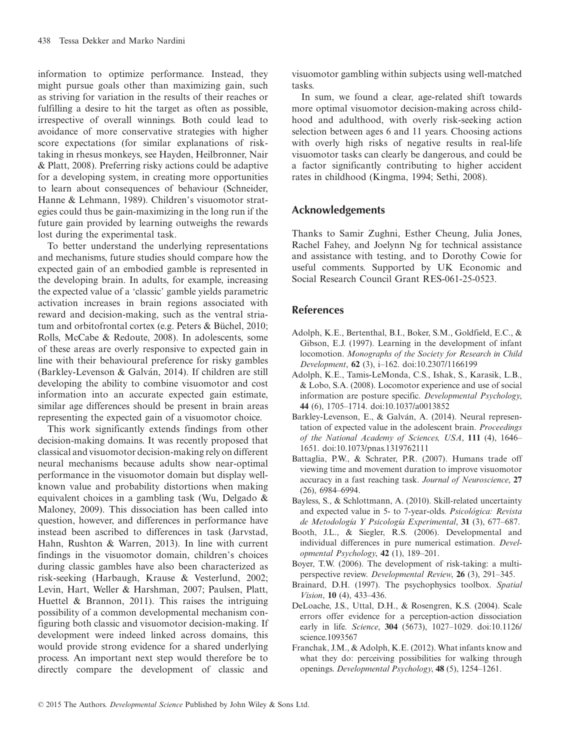information to optimize performance. Instead, they might pursue goals other than maximizing gain, such as striving for variation in the results of their reaches or fulfilling a desire to hit the target as often as possible, irrespective of overall winnings. Both could lead to avoidance of more conservative strategies with higher score expectations (for similar explanations of risk-taking in rhesus monkeys, see Hayden, Heilbronner, Nair & Platt, 2008). Preferring risky actions could be adaptive for a developing system, in creating more opportunities to learn about consequences of behaviour (Schneider, Hanne & Lehmann, 1989). Children's visuomotor strategies could thus be gain-maximizing in the long run if the future gain provided by learning outweighs the rewards lost during the experimental task.

To better understand the underlying representations and mechanisms, future studies should compare how the expected gain of an embodied gamble is represented in the developing brain. In adults, for example, increasing the expected value of a 'classic' gamble yields parametric activation increases in brain regions associated with reward and decision-making, such as the ventral striatum and orbitofrontal cortex (e.g. Peters & Büchel, 2010; Rolls, McCabe & Redoute, 2008). In adolescents, some of these areas are overly responsive to expected gain in line with their behavioural preference for risky gambles (Barkley-Levenson & Galván, 2014). If children are still developing the ability to combine visuomotor and cost information into an accurate expected gain estimate, similar age differences should be present in brain areas representing the expected gain of a visuomotor choice.

This work significantly extends findings from other decision-making domains. It was recently proposed that classical and visuomotor decision-making rely on different neural mechanisms because adults show near-optimal performance in the visuomotor domain but display well-known value and probability distortions when making equivalent choices in a gambling task (Wu, Delgado & Maloney, 2009). This dissociation has been called into question, however, and differences in performance have instead been ascribed to differences in task (Jarvstad, Hahn, Rushton & Warren, 2013). In line with current findings in the visuomotor domain, children's choices during classic gambles have also been characterized as risk-seeking (Harbaugh, Krause & Vesterlund, 2002; Levin, Hart, Weller & Harshman, 2007; Paulsen, Platt, Huettel & Brannon, 2011). This raises the intriguing possibility of a common developmental mechanism configuring both classic and visuomotor decision-making. If development were indeed linked across domains, this would provide strong evidence for a shared underlying process. An important next step would therefore be to directly compare the development of classic and visuomotor gambling within subjects using well-matched tasks.

In sum, we found a clear, age-related shift towards more optimal visuomotor decision-making across childhood and adulthood, with overly risk-seeking action selection between ages 6 and 11 years. Choosing actions with overly high risks of negative results in real-life visuomotor tasks can clearly be dangerous, and could be a factor significantly contributing to higher accident rates in childhood (Kingma, 1994; Sethi, 2008).

## Acknowledgements

Thanks to Samir Zughni, Esther Cheung, Julia Jones, Rachel Fahey, and Joelynn Ng for technical assistance and assistance with testing, and to Dorothy Cowie for useful comments. Supported by UK Economic and Social Research Council Grant RES-061-25-0523.

## References

Adolph, K.E., Bertenthal, B.I., Boker, S.M., Goldfield, E.C., & Gibson, E.J. (1997). Learning in the development of infant locomotion. *Monographs of the Society for Research in Child Development*, **62** (3), i–162. doi:10.2307/1166199

Adolph, K.E., Tamis-LeMonda, C.S., Ishak, S., Karasik, L.B., & Lobo, S.A. (2008). Locomotor experience and use of social information are posture specific. *Developmental Psychology*, **44** (6), 1705–1714. doi:10.1037/a0013852

Barkley-Levenson, E., & Galván, A. (2014). Neural representation of expected value in the adolescent brain. *Proceedings of the National Academy of Sciences, USA*, **111** (4), 1646–1651. doi:10.1073/pnas.1319762111

Battaglia, P.W., & Schrater, P.R. (2007). Humans trade off viewing time and movement duration to improve visuomotor accuracy in a fast reaching task. *Journal of Neuroscience*, **27** (26), 6984–6994.

Bayless, S., & Schlottmann, A. (2010). Skill-related uncertainty and expected value in 5- to 7-year-olds. *Psicológica: Revista de Metodología Y Psicología Experimental*, **31** (3), 677–687.

Booth, J.L., & Siegler, R.S. (2006). Developmental and individual differences in pure numerical estimation. *Developmental Psychology*, **42** (1), 189–201.

Boyer, T.W. (2006). The development of risk-taking: a multi-perspective review. *Developmental Review*, **26** (3), 291–345.

Brainard, D.H. (1997). The psychophysics toolbox. *Spatial Vision*, **10** (4), 433–436.

DeLoache, J.S., Uttal, D.H., & Rosengren, K.S. (2004). Scale errors offer evidence for a perception-action dissociation early in life. *Science*, **304** (5673), 1027–1029. doi:10.1126/science.1093567

Franchak, J.M., & Adolph, K.E. (2012). What infants know and what they do: perceiving possibilities for walking through openings. *Developmental Psychology*, **48** (5), 1254–1261.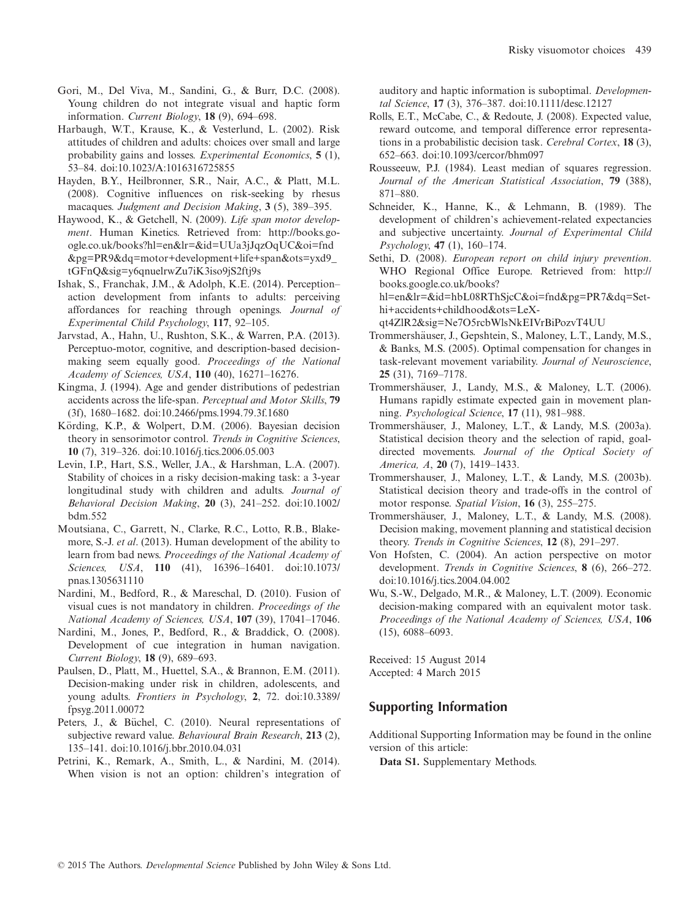Gori, M., Del Viva, M., Sandini, G., & Burr, D.C. (2008). Young children do not integrate visual and haptic form information. *Current Biology*, **18** (9), 694–698.

Harbaugh, W.T., Krause, K., & Vesterlund, L. (2002). Risk attitudes of children and adults: choices over small and large probability gains and losses. *Experimental Economics*, **5** (1), 53–84. doi:10.1023/A:1016316725855

Hayden, B.Y., Heilbronner, S.R., Nair, A.C., & Platt, M.L. (2008). Cognitive influences on risk-seeking by rhesus macaques. *Judgment and Decision Making*, **3** (5), 389–395.

Haywood, K., & Getchell, N. (2009). *Life span motor development*. Human Kinetics. Retrieved from: http://books.google.co.uk/books?hl=en&lr=&id=UUa3jJqzOqUC&oi=fnd&pg=PR9&dq=motor+development+life+span&ots=yxd9_tGFnQ&sig=y6qnuelrwZu7iK3iso9jS2ftj9s

Ishak, S., Franchak, J.M., & Adolph, K.E. (2014). Perception–action development from infants to adults: perceiving affordances for reaching through openings. *Journal of Experimental Child Psychology*, **117**, 92–105.

Jarvstad, A., Hahn, U., Rushton, S.K., & Warren, P.A. (2013). Perceptuo-motor, cognitive, and description-based decision-making seem equally good. *Proceedings of the National Academy of Sciences, USA*, **110** (40), 16271–16276.

Kingma, J. (1994). Age and gender distributions of pedestrian accidents across the life-span. *Perceptual and Motor Skills*, **79** (3f), 1680–1682. doi:10.2466/pms.1994.79.3f.1680

Körding, K.P., & Wolpert, D.M. (2006). Bayesian decision theory in sensorimotor control. *Trends in Cognitive Sciences*, **10** (7), 319–326. doi:10.1016/j.tics.2006.05.003

Levin, I.P., Hart, S.S., Weller, J.A., & Harshman, L.A. (2007). Stability of choices in a risky decision-making task: a 3-year longitudinal study with children and adults. *Journal of Behavioral Decision Making*, **20** (3), 241–252. doi:10.1002/bdm.552

Moutsiana, C., Garrett, N., Clarke, R.C., Lotto, R.B., Blakemore, S.-J. *et al*. (2013). Human development of the ability to learn from bad news. *Proceedings of the National Academy of Sciences, USA*, **110** (41), 16396–16401. doi:10.1073/pnas.1305631110

Nardini, M., Bedford, R., & Mareschal, D. (2010). Fusion of visual cues is not mandatory in children. *Proceedings of the National Academy of Sciences, USA*, **107** (39), 17041–17046.

Nardini, M., Jones, P., Bedford, R., & Braddick, O. (2008). Development of cue integration in human navigation. *Current Biology*, **18** (9), 689–693.

Paulsen, D., Platt, M., Huettel, S.A., & Brannon, E.M. (2011). Decision-making under risk in children, adolescents, and young adults. *Frontiers in Psychology*, **2**, 72. doi:10.3389/fpsyg.2011.00072

Peters, J., & Büchel, C. (2010). Neural representations of subjective reward value. *Behavioural Brain Research*, **213** (2), 135–141. doi:10.1016/j.bbr.2010.04.031

Petrini, K., Remark, A., Smith, L., & Nardini, M. (2014). When vision is not an option: children's integration of auditory and haptic information is suboptimal. *Developmental Science*, **17** (3), 376–387. doi:10.1111/desc.12127

Rolls, E.T., McCabe, C., & Redoute, J. (2008). Expected value, reward outcome, and temporal difference error representations in a probabilistic decision task. *Cerebral Cortex*, **18** (3), 652–663. doi:10.1093/cercor/bhm097

Rousseeuw, P.J. (1984). Least median of squares regression. *Journal of the American Statistical Association*, **79** (388), 871–880.

Schneider, K., Hanne, K., & Lehmann, B. (1989). The development of children's achievement-related expectancies and subjective uncertainty. *Journal of Experimental Child Psychology*, **47** (1), 160–174.

Sethi, D. (2008). *European report on child injury prevention*. WHO Regional Office Europe. Retrieved from: http://books.google.co.uk/books?hl=en&lr=&id=hbL08RThSjcC&oi=fnd&pg=PR7&dq=Sethi+accidents+childhood&ots=LeX-qt4ZlR2&sig=Ne7O5rcbWlsNkEIVrBiPozvT4UU

Trommershäuser, J., Gepshtein, S., Maloney, L.T., Landy, M.S., & Banks, M.S. (2005). Optimal compensation for changes in task-relevant movement variability. *Journal of Neuroscience*, **25** (31), 7169–7178.

Trommershäuser, J., Landy, M.S., & Maloney, L.T. (2006). Humans rapidly estimate expected gain in movement planning. *Psychological Science*, **17** (11), 981–988.

Trommershäuser, J., Maloney, L.T., & Landy, M.S. (2003a). Statistical decision theory and the selection of rapid, goal-directed movements. *Journal of the Optical Society of America, A*, **20** (7), 1419–1433.

Trommershauser, J., Maloney, L.T., & Landy, M.S. (2003b). Statistical decision theory and trade-offs in the control of motor response. *Spatial Vision*, **16** (3), 255–275.

Trommershäuser, J., Maloney, L.T., & Landy, M.S. (2008). Decision making, movement planning and statistical decision theory. *Trends in Cognitive Sciences*, **12** (8), 291–297.

Von Hofsten, C. (2004). An action perspective on motor development. *Trends in Cognitive Sciences*, **8** (6), 266–272. doi:10.1016/j.tics.2004.04.002

Wu, S.-W., Delgado, M.R., & Maloney, L.T. (2009). Economic decision-making compared with an equivalent motor task. *Proceedings of the National Academy of Sciences, USA*, **106** (15), 6088–6093.

Received: 15 August 2014
Accepted: 4 March 2015

## Supporting Information

Additional Supporting Information may be found in the online version of this article:

**Data S1.** Supplementary Methods.